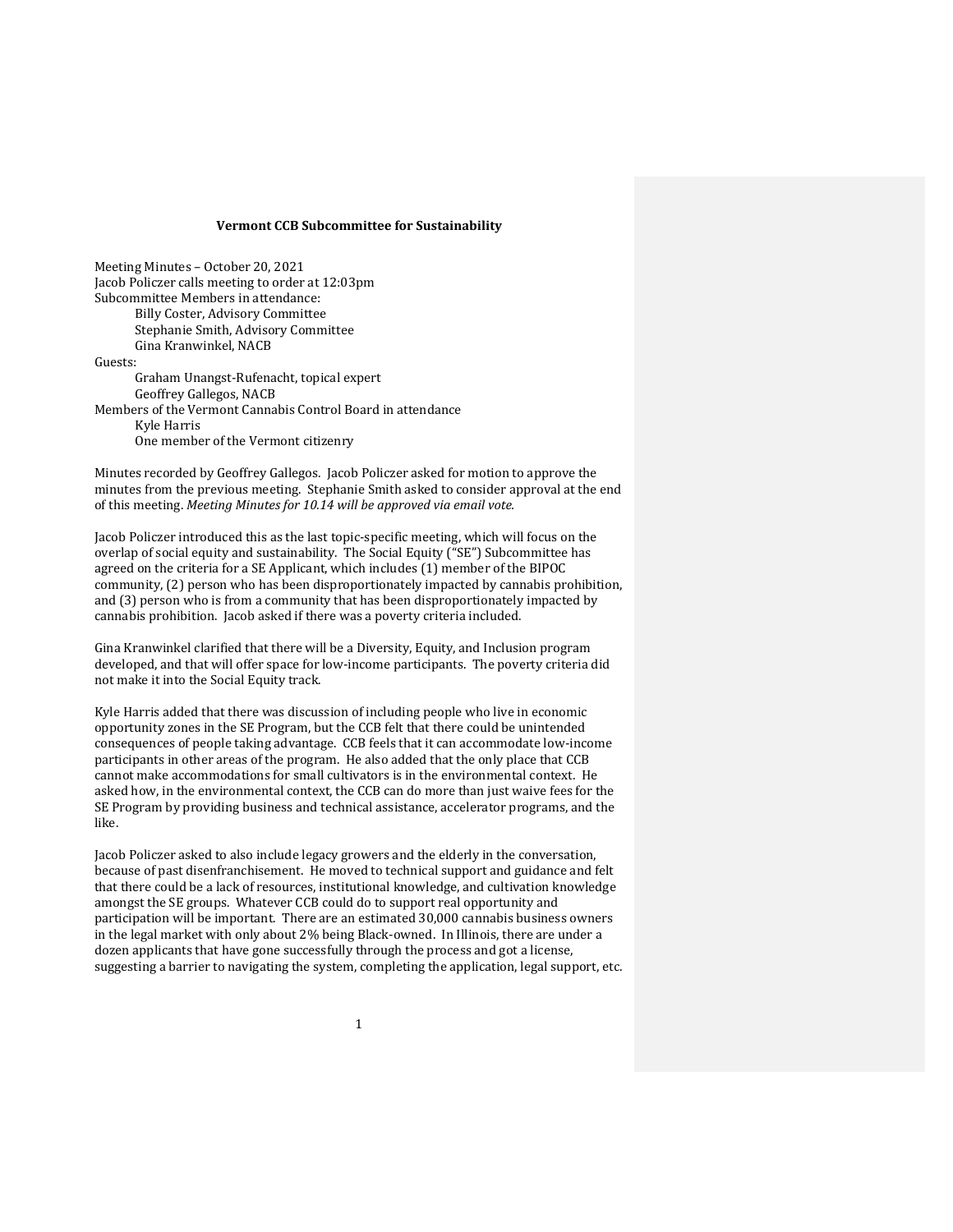# Vermont CCB Subcommittee for Sustainability

Meeting Minutes – October 20, 2021
Jacob Policzer calls meeting to order at 12:03pm
Subcommittee Members in attendance:

- Billy Coster, Advisory Committee
- Stephanie Smith, Advisory Committee
- Gina Kranwinkel, NACB

Guests:

- Graham Unangst-Rufenacht, topical expert
- Geoffrey Gallegos, NACB

Members of the Vermont Cannabis Control Board in attendance

- Kyle Harris
- One member of the Vermont citizenry

Minutes recorded by Geoffrey Gallegos. Jacob Policzer asked for motion to approve the minutes from the previous meeting. Stephanie Smith asked to consider approval at the end of this meeting. *Meeting Minutes for 10.14 will be approved via email vote.*

Jacob Policzer introduced this as the last topic-specific meeting, which will focus on the overlap of social equity and sustainability. The Social Equity ("SE") Subcommittee has agreed on the criteria for a SE Applicant, which includes (1) member of the BIPOC community, (2) person who has been disproportionately impacted by cannabis prohibition, and (3) person who is from a community that has been disproportionately impacted by cannabis prohibition. Jacob asked if there was a poverty criteria included.

Gina Kranwinkel clarified that there will be a Diversity, Equity, and Inclusion program developed, and that will offer space for low-income participants. The poverty criteria did not make it into the Social Equity track.

Kyle Harris added that there was discussion of including people who live in economic opportunity zones in the SE Program, but the CCB felt that there could be unintended consequences of people taking advantage. CCB feels that it can accommodate low-income participants in other areas of the program. He also added that the only place that CCB cannot make accommodations for small cultivators is in the environmental context. He asked how, in the environmental context, the CCB can do more than just waive fees for the SE Program by providing business and technical assistance, accelerator programs, and the like.

Jacob Policzer asked to also include legacy growers and the elderly in the conversation, because of past disenfranchisement. He moved to technical support and guidance and felt that there could be a lack of resources, institutional knowledge, and cultivation knowledge amongst the SE groups. Whatever CCB could do to support real opportunity and participation will be important. There are an estimated 30,000 cannabis business owners in the legal market with only about 2% being Black-owned. In Illinois, there are under a dozen applicants that have gone successfully through the process and got a license, suggesting a barrier to navigating the system, completing the application, legal support, etc.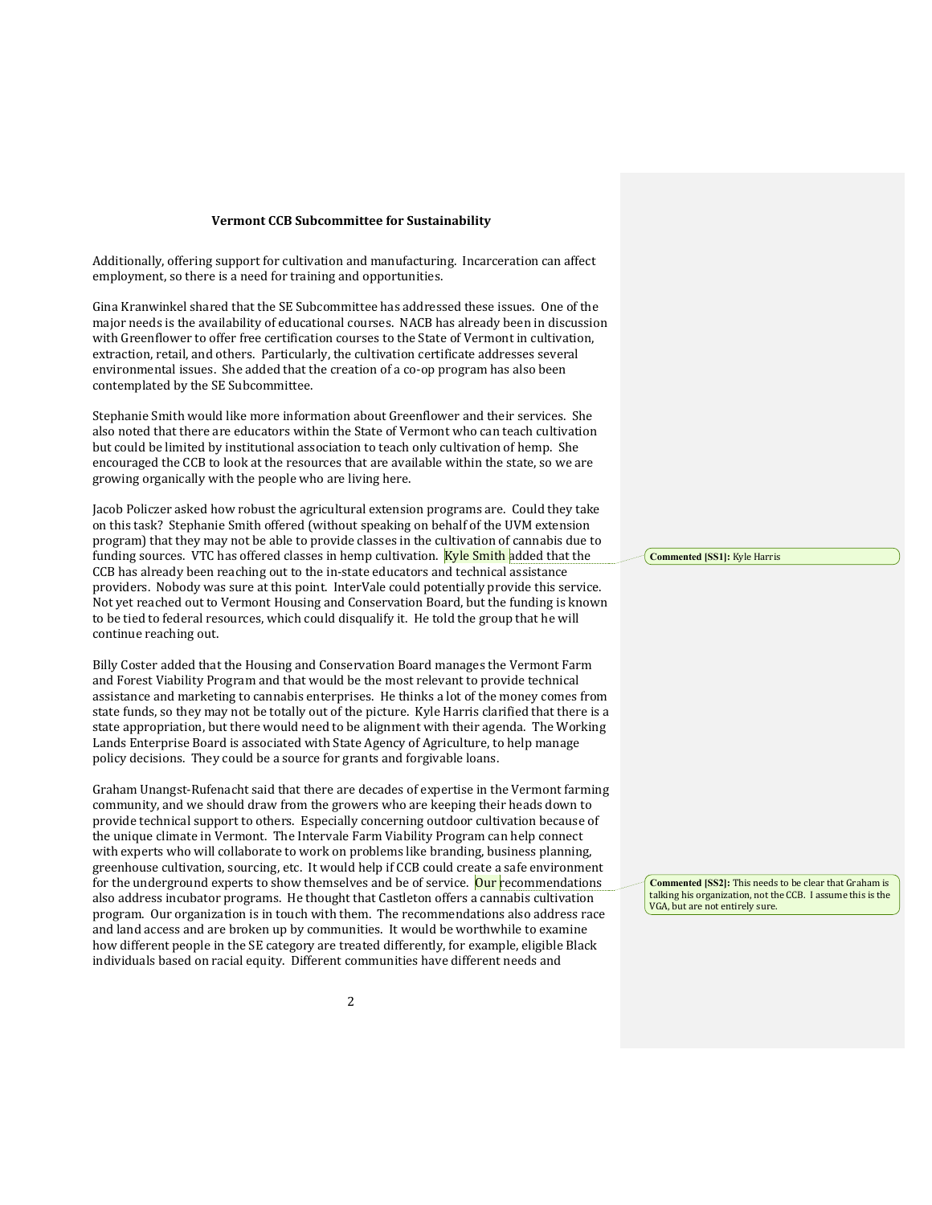**Vermont CCB Subcommittee for Sustainability**

Additionally, offering support for cultivation and manufacturing. Incarceration can affect employment, so there is a need for training and opportunities.

Gina Kranwinkel shared that the SE Subcommittee has addressed these issues. One of the major needs is the availability of educational courses. NACB has already been in discussion with Greenflower to offer free certification courses to the State of Vermont in cultivation, extraction, retail, and others. Particularly, the cultivation certificate addresses several environmental issues. She added that the creation of a co-op program has also been contemplated by the SE Subcommittee.

Stephanie Smith would like more information about Greenflower and their services. She also noted that there are educators within the State of Vermont who can teach cultivation but could be limited by institutional association to teach only cultivation of hemp. She encouraged the CCB to look at the resources that are available within the state, so we are growing organically with the people who are living here.

Jacob Policzer asked how robust the agricultural extension programs are. Could they take on this task? Stephanie Smith offered (without speaking on behalf of the UVM extension program) that they may not be able to provide classes in the cultivation of cannabis due to funding sources. VTC has offered classes in hemp cultivation. Kyle Smith added that the CCB has already been reaching out to the in-state educators and technical assistance providers. Nobody was sure at this point. InterVale could potentially provide this service. Not yet reached out to Vermont Housing and Conservation Board, but the funding is known to be tied to federal resources, which could disqualify it. He told the group that he will continue reaching out.

Billy Coster added that the Housing and Conservation Board manages the Vermont Farm and Forest Viability Program and that would be the most relevant to provide technical assistance and marketing to cannabis enterprises. He thinks a lot of the money comes from state funds, so they may not be totally out of the picture. Kyle Harris clarified that there is a state appropriation, but there would need to be alignment with their agenda. The Working Lands Enterprise Board is associated with State Agency of Agriculture, to help manage policy decisions. They could be a source for grants and forgivable loans.

Graham Unangst-Rufenacht said that there are decades of expertise in the Vermont farming community, and we should draw from the growers who are keeping their heads down to provide technical support to others. Especially concerning outdoor cultivation because of the unique climate in Vermont. The Intervale Farm Viability Program can help connect with experts who will collaborate to work on problems like branding, business planning, greenhouse cultivation, sourcing, etc. It would help if CCB could create a safe environment for the underground experts to show themselves and be of service. Our recommendations also address incubator programs. He thought that Castleton offers a cannabis cultivation program. Our organization is in touch with them. The recommendations also address race and land access and are broken up by communities. It would be worthwhile to examine how different people in the SE category are treated differently, for example, eligible Black individuals based on racial equity. Different communities have different needs and

**Commented [SS1]:** Kyle Harris

**Commented [SS2]:** This needs to be clear that Graham is talking his organization, not the CCB. I assume this is the VGA, but are not entirely sure.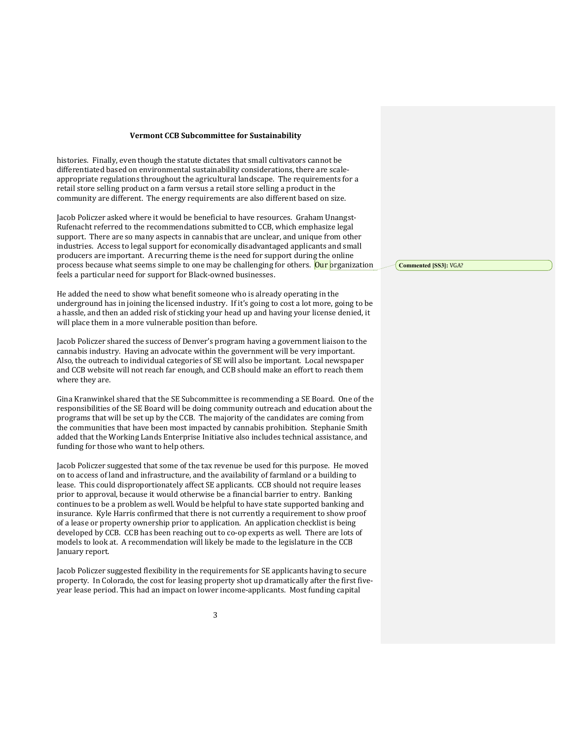histories. Finally, even though the statute dictates that small cultivators cannot be differentiated based on environmental sustainability considerations, there are scale-appropriate regulations throughout the agricultural landscape. The requirements for a retail store selling product on a farm versus a retail store selling a product in the community are different. The energy requirements are also different based on size.

Jacob Policzer asked where it would be beneficial to have resources. Graham Unangst-Rufenacht referred to the recommendations submitted to CCB, which emphasize legal support. There are so many aspects in cannabis that are unclear, and unique from other industries. Access to legal support for economically disadvantaged applicants and small producers are important. A recurring theme is the need for support during the online process because what seems simple to one may be challenging for others. Our organization feels a particular need for support for Black-owned businesses.

**Commented [SS3]:** VGA?

He added the need to show what benefit someone who is already operating in the underground has in joining the licensed industry. If it's going to cost a lot more, going to be a hassle, and then an added risk of sticking your head up and having your license denied, it will place them in a more vulnerable position than before.

Jacob Policzer shared the success of Denver's program having a government liaison to the cannabis industry. Having an advocate within the government will be very important. Also, the outreach to individual categories of SE will also be important. Local newspaper and CCB website will not reach far enough, and CCB should make an effort to reach them where they are.

Gina Kranwinkel shared that the SE Subcommittee is recommending a SE Board. One of the responsibilities of the SE Board will be doing community outreach and education about the programs that will be set up by the CCB. The majority of the candidates are coming from the communities that have been most impacted by cannabis prohibition. Stephanie Smith added that the Working Lands Enterprise Initiative also includes technical assistance, and funding for those who want to help others.

Jacob Policzer suggested that some of the tax revenue be used for this purpose. He moved on to access of land and infrastructure, and the availability of farmland or a building to lease. This could disproportionately affect SE applicants. CCB should not require leases prior to approval, because it would otherwise be a financial barrier to entry. Banking continues to be a problem as well. Would be helpful to have state supported banking and insurance. Kyle Harris confirmed that there is not currently a requirement to show proof of a lease or property ownership prior to application. An application checklist is being developed by CCB. CCB has been reaching out to co-op experts as well. There are lots of models to look at. A recommendation will likely be made to the legislature in the CCB January report.

Jacob Policzer suggested flexibility in the requirements for SE applicants having to secure property. In Colorado, the cost for leasing property shot up dramatically after the first five-year lease period. This had an impact on lower income-applicants. Most funding capital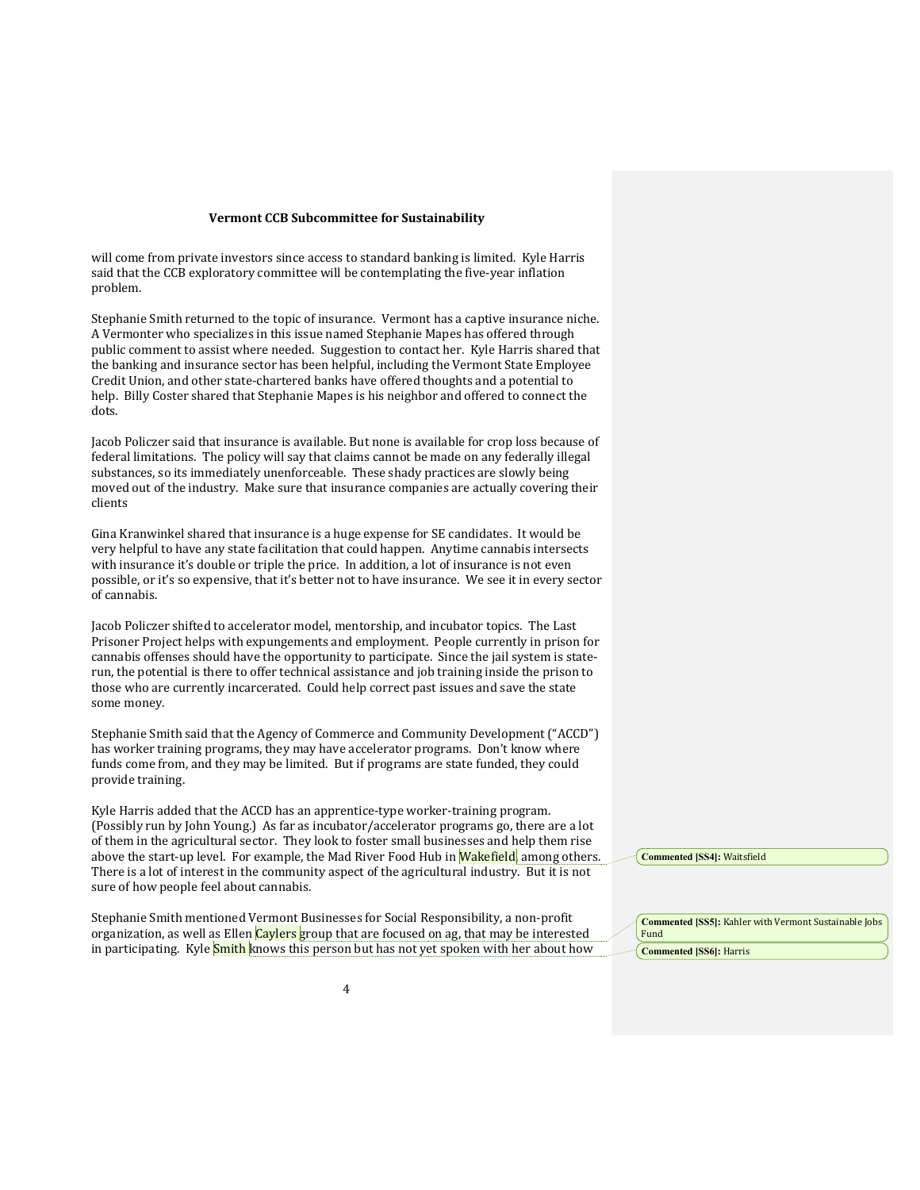will come from private investors since access to standard banking is limited. Kyle Harris said that the CCB exploratory committee will be contemplating the five-year inflation problem.

Stephanie Smith returned to the topic of insurance. Vermont has a captive insurance niche. A Vermonter who specializes in this issue named Stephanie Mapes has offered through public comment to assist where needed. Suggestion to contact her. Kyle Harris shared that the banking and insurance sector has been helpful, including the Vermont State Employee Credit Union, and other state-chartered banks have offered thoughts and a potential to help. Billy Coster shared that Stephanie Mapes is his neighbor and offered to connect the dots.

Jacob Policzer said that insurance is available. But none is available for crop loss because of federal limitations. The policy will say that claims cannot be made on any federally illegal substances, so its immediately unenforceable. These shady practices are slowly being moved out of the industry. Make sure that insurance companies are actually covering their clients

Gina Kranwinkel shared that insurance is a huge expense for SE candidates. It would be very helpful to have any state facilitation that could happen. Anytime cannabis intersects with insurance it's double or triple the price. In addition, a lot of insurance is not even possible, or it's so expensive, that it's better not to have insurance. We see it in every sector of cannabis.

Jacob Policzer shifted to accelerator model, mentorship, and incubator topics. The Last Prisoner Project helps with expungements and employment. People currently in prison for cannabis offenses should have the opportunity to participate. Since the jail system is state-run, the potential is there to offer technical assistance and job training inside the prison to those who are currently incarcerated. Could help correct past issues and save the state some money.

Stephanie Smith said that the Agency of Commerce and Community Development ("ACCD") has worker training programs, they may have accelerator programs. Don't know where funds come from, and they may be limited. But if programs are state funded, they could provide training.

Kyle Harris added that the ACCD has an apprentice-type worker-training program. (Possibly run by John Young.) As far as incubator/accelerator programs go, there are a lot of them in the agricultural sector. They look to foster small businesses and help them rise above the start-up level. For example, the Mad River Food Hub in Wakefield, among others. There is a lot of interest in the community aspect of the agricultural industry. But it is not sure of how people feel about cannabis.

Stephanie Smith mentioned Vermont Businesses for Social Responsibility, a non-profit organization, as well as Ellen Caylers group that are focused on ag, that may be interested in participating. Kyle Smith knows this person but has not yet spoken with her about how

**Commented [SS4]:** Waitsfield

**Commented [SS5]:** Kahler with Vermont Sustainable Jobs Fund

**Commented [SS6]:** Harris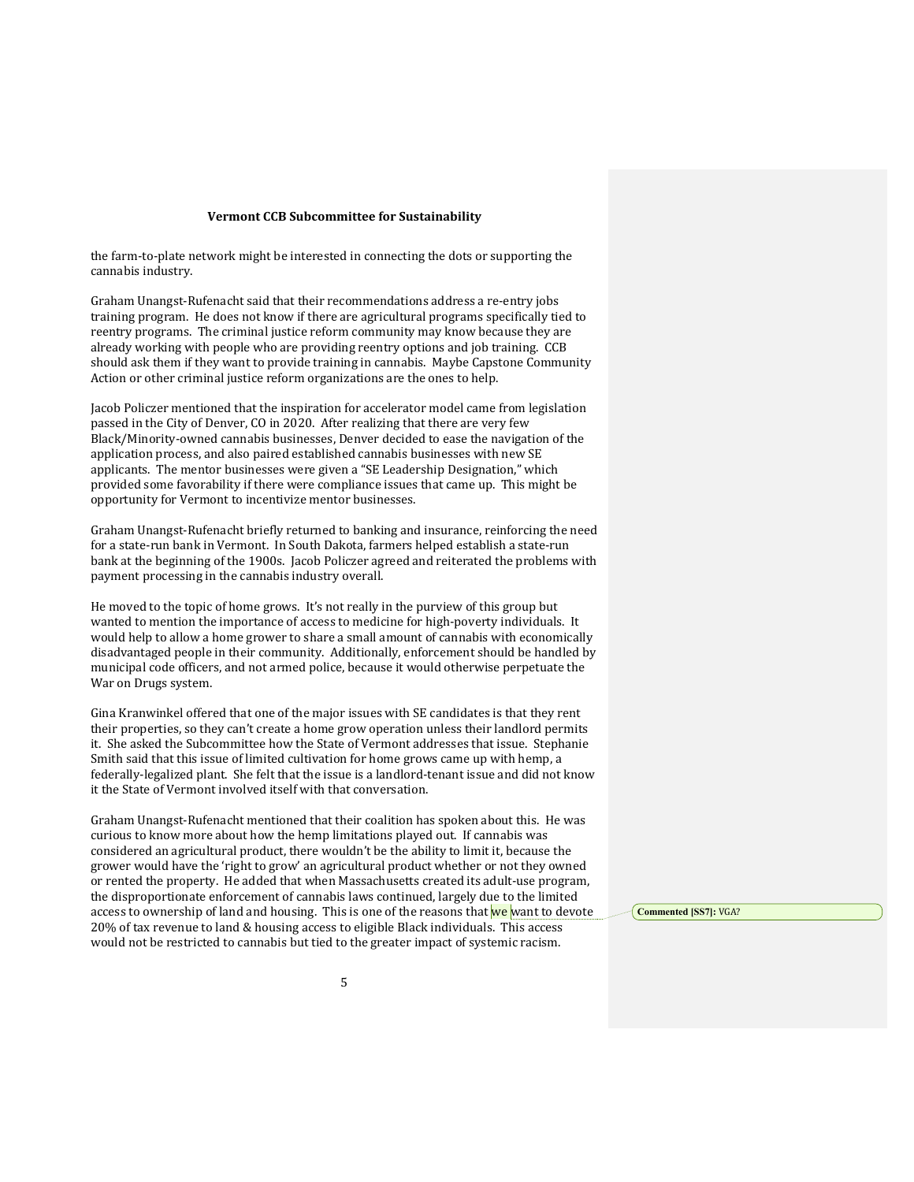the farm-to-plate network might be interested in connecting the dots or supporting the cannabis industry.

Graham Unangst-Rufenacht said that their recommendations address a re-entry jobs training program. He does not know if there are agricultural programs specifically tied to reentry programs. The criminal justice reform community may know because they are already working with people who are providing reentry options and job training. CCB should ask them if they want to provide training in cannabis. Maybe Capstone Community Action or other criminal justice reform organizations are the ones to help.

Jacob Policzer mentioned that the inspiration for accelerator model came from legislation passed in the City of Denver, CO in 2020. After realizing that there are very few Black/Minority-owned cannabis businesses, Denver decided to ease the navigation of the application process, and also paired established cannabis businesses with new SE applicants. The mentor businesses were given a "SE Leadership Designation," which provided some favorability if there were compliance issues that came up. This might be opportunity for Vermont to incentivize mentor businesses.

Graham Unangst-Rufenacht briefly returned to banking and insurance, reinforcing the need for a state-run bank in Vermont. In South Dakota, farmers helped establish a state-run bank at the beginning of the 1900s. Jacob Policzer agreed and reiterated the problems with payment processing in the cannabis industry overall.

He moved to the topic of home grows. It's not really in the purview of this group but wanted to mention the importance of access to medicine for high-poverty individuals. It would help to allow a home grower to share a small amount of cannabis with economically disadvantaged people in their community. Additionally, enforcement should be handled by municipal code officers, and not armed police, because it would otherwise perpetuate the War on Drugs system.

Gina Kranwinkel offered that one of the major issues with SE candidates is that they rent their properties, so they can't create a home grow operation unless their landlord permits it. She asked the Subcommittee how the State of Vermont addresses that issue. Stephanie Smith said that this issue of limited cultivation for home grows came up with hemp, a federally-legalized plant. She felt that the issue is a landlord-tenant issue and did not know it the State of Vermont involved itself with that conversation.

Graham Unangst-Rufenacht mentioned that their coalition has spoken about this. He was curious to know more about how the hemp limitations played out. If cannabis was considered an agricultural product, there wouldn't be the ability to limit it, because the grower would have the 'right to grow' an agricultural product whether or not they owned or rented the property. He added that when Massachusetts created its adult-use program, the disproportionate enforcement of cannabis laws continued, largely due to the limited access to ownership of land and housing. This is one of the reasons that we want to devote 20% of tax revenue to land & housing access to eligible Black individuals. This access would not be restricted to cannabis but tied to the greater impact of systemic racism.

Commented [SS7]: VGA?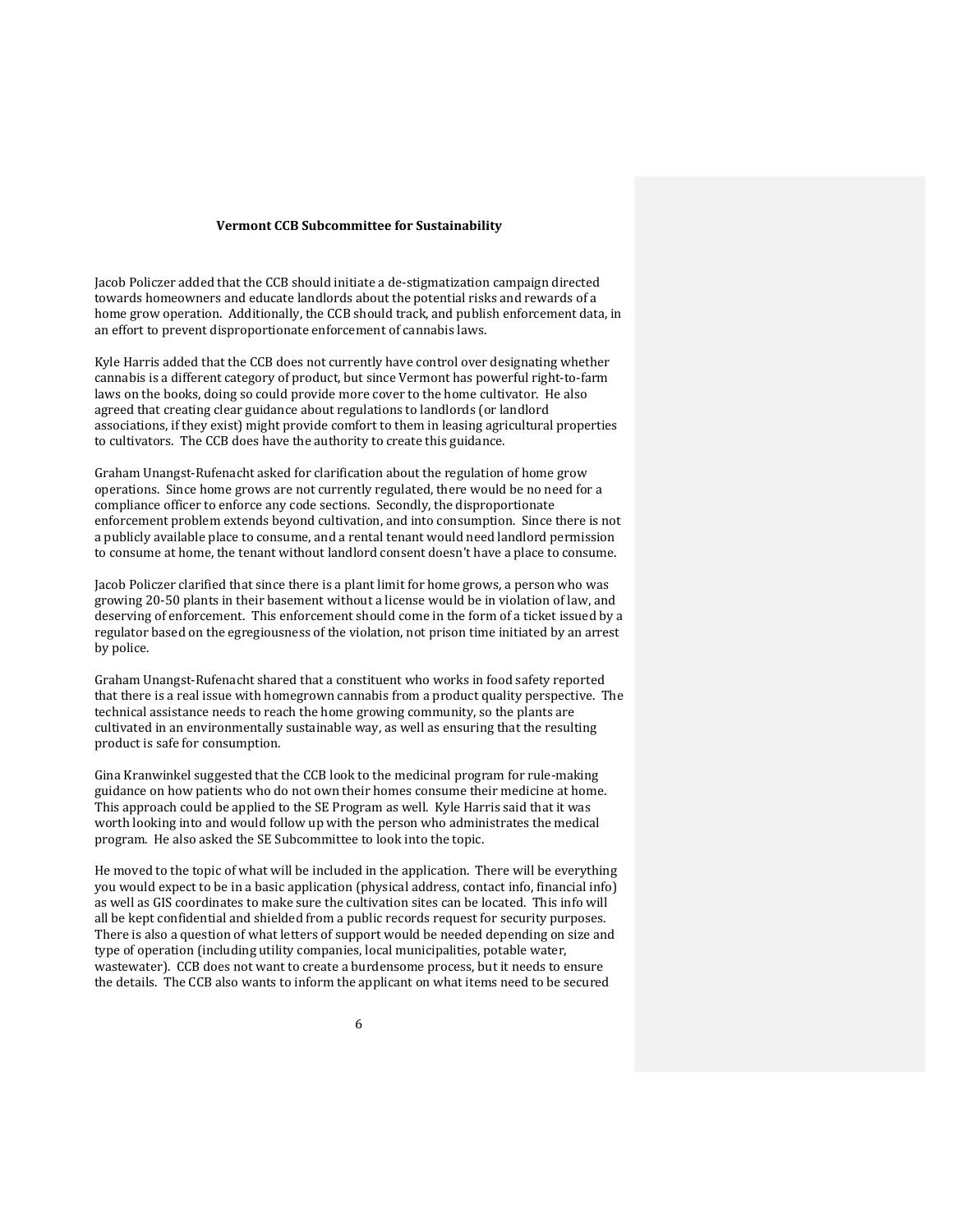Jacob Policzer added that the CCB should initiate a de-stigmatization campaign directed towards homeowners and educate landlords about the potential risks and rewards of a home grow operation. Additionally, the CCB should track, and publish enforcement data, in an effort to prevent disproportionate enforcement of cannabis laws.

Kyle Harris added that the CCB does not currently have control over designating whether cannabis is a different category of product, but since Vermont has powerful right-to-farm laws on the books, doing so could provide more cover to the home cultivator. He also agreed that creating clear guidance about regulations to landlords (or landlord associations, if they exist) might provide comfort to them in leasing agricultural properties to cultivators. The CCB does have the authority to create this guidance.

Graham Unangst-Rufenacht asked for clarification about the regulation of home grow operations. Since home grows are not currently regulated, there would be no need for a compliance officer to enforce any code sections. Secondly, the disproportionate enforcement problem extends beyond cultivation, and into consumption. Since there is not a publicly available place to consume, and a rental tenant would need landlord permission to consume at home, the tenant without landlord consent doesn't have a place to consume.

Jacob Policzer clarified that since there is a plant limit for home grows, a person who was growing 20-50 plants in their basement without a license would be in violation of law, and deserving of enforcement. This enforcement should come in the form of a ticket issued by a regulator based on the egregiousness of the violation, not prison time initiated by an arrest by police.

Graham Unangst-Rufenacht shared that a constituent who works in food safety reported that there is a real issue with homegrown cannabis from a product quality perspective. The technical assistance needs to reach the home growing community, so the plants are cultivated in an environmentally sustainable way, as well as ensuring that the resulting product is safe for consumption.

Gina Kranwinkel suggested that the CCB look to the medicinal program for rule-making guidance on how patients who do not own their homes consume their medicine at home. This approach could be applied to the SE Program as well. Kyle Harris said that it was worth looking into and would follow up with the person who administrates the medical program. He also asked the SE Subcommittee to look into the topic.

He moved to the topic of what will be included in the application. There will be everything you would expect to be in a basic application (physical address, contact info, financial info) as well as GIS coordinates to make sure the cultivation sites can be located. This info will all be kept confidential and shielded from a public records request for security purposes. There is also a question of what letters of support would be needed depending on size and type of operation (including utility companies, local municipalities, potable water, wastewater). CCB does not want to create a burdensome process, but it needs to ensure the details. The CCB also wants to inform the applicant on what items need to be secured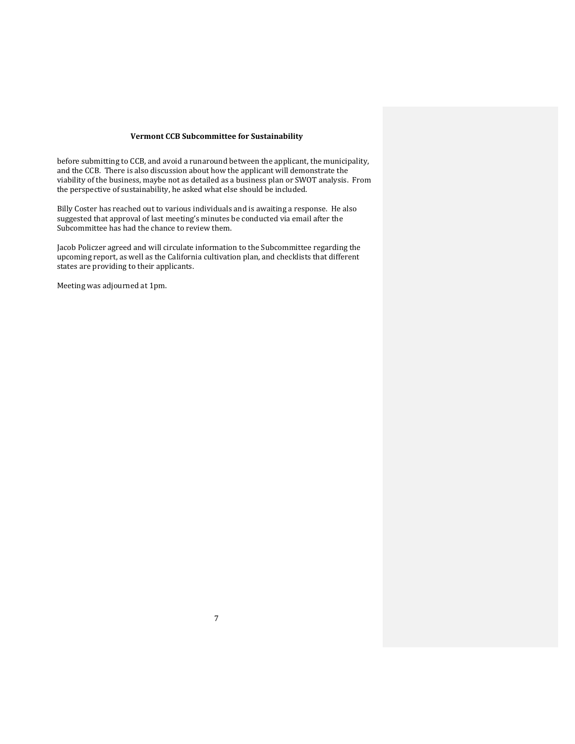before submitting to CCB, and avoid a runaround between the applicant, the municipality, and the CCB. There is also discussion about how the applicant will demonstrate the viability of the business, maybe not as detailed as a business plan or SWOT analysis. From the perspective of sustainability, he asked what else should be included.

Billy Coster has reached out to various individuals and is awaiting a response. He also suggested that approval of last meeting's minutes be conducted via email after the Subcommittee has had the chance to review them.

Jacob Policzer agreed and will circulate information to the Subcommittee regarding the upcoming report, as well as the California cultivation plan, and checklists that different states are providing to their applicants.

Meeting was adjourned at 1pm.